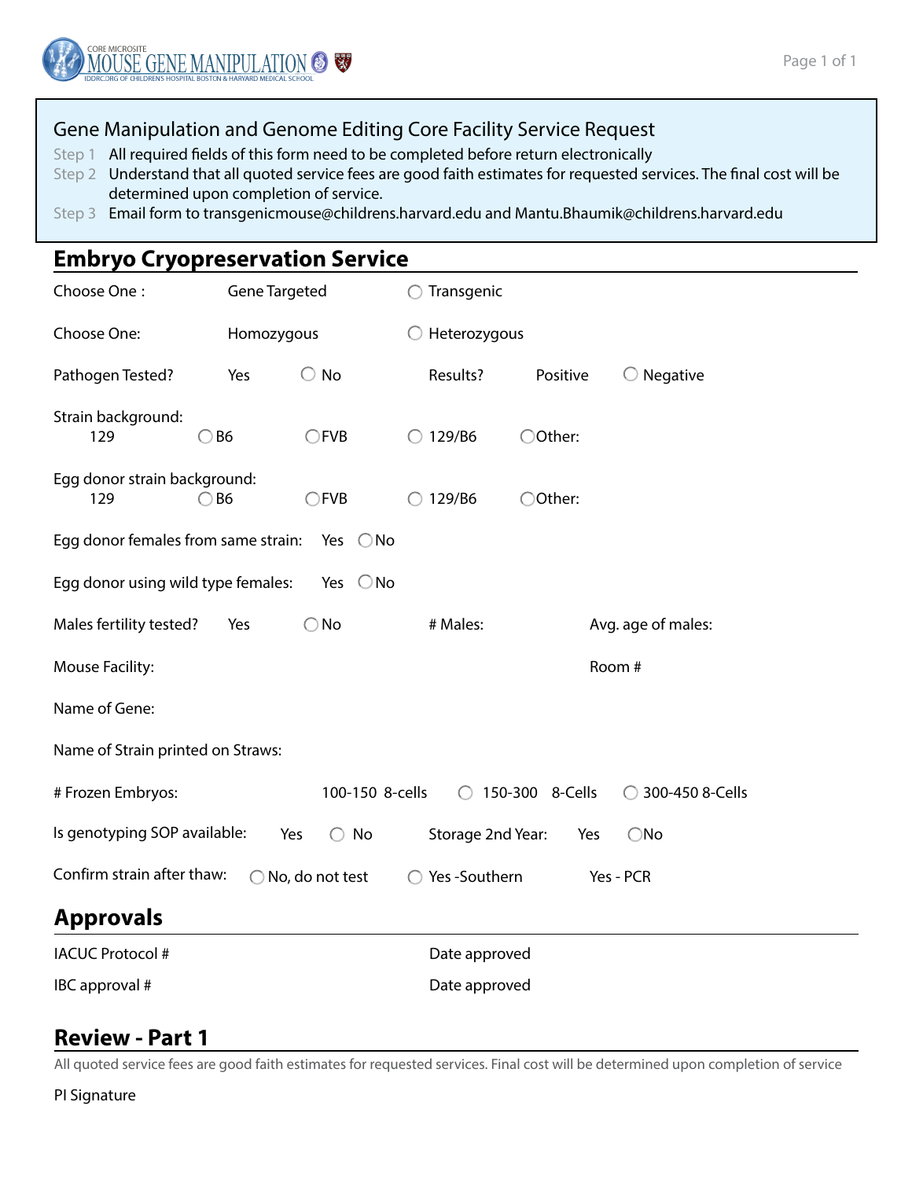CORE MICROSITE MOUSE GENE MANIPULATION
IDDRC.ORG OF CHILDREN'S HOSPITAL BOSTON & HARVARD MEDICAL SCHOOL

## Gene Manipulation and Genome Editing Core Facility Service Request

Step 1 All required fields of this form need to be completed before return electronically

Step 2 Understand that all quoted service fees are good faith estimates for requested services. The final cost will be determined upon completion of service.

Step 3 Email form to transgenicmouse@childrens.harvard.edu and Mantu.Bhaumik@childrens.harvard.edu

## Embryo Cryopreservation Service

Choose One : Gene Targeted ◯ Transgenic

Choose One: Homozygous ◯ Heterozygous

Pathogen Tested? Yes ◯ No Results? Positive ◯ Negative

Strain background:
129 ◯ B6 ◯ FVB ◯ 129/B6 ◯ Other:

Egg donor strain background:
129 ◯ B6 ◯ FVB ◯ 129/B6 ◯ Other:

Egg donor females from same strain: Yes ◯ No

Egg donor using wild type females: Yes ◯ No

Males fertility tested? Yes ◯ No # Males: Avg. age of males:

Mouse Facility: Room #

Name of Gene:

Name of Strain printed on Straws:

# Frozen Embryos: 100-150 8-cells ◯ 150-300 8-Cells ◯ 300-450 8-Cells

Is genotyping SOP available: Yes ◯ No Storage 2nd Year: Yes ◯ No

Confirm strain after thaw: ◯ No, do not test ◯ Yes -Southern Yes - PCR

## Approvals

IACUC Protocol # Date approved

IBC approval # Date approved

## Review - Part 1

All quoted service fees are good faith estimates for requested services. Final cost will be determined upon completion of service

PI Signature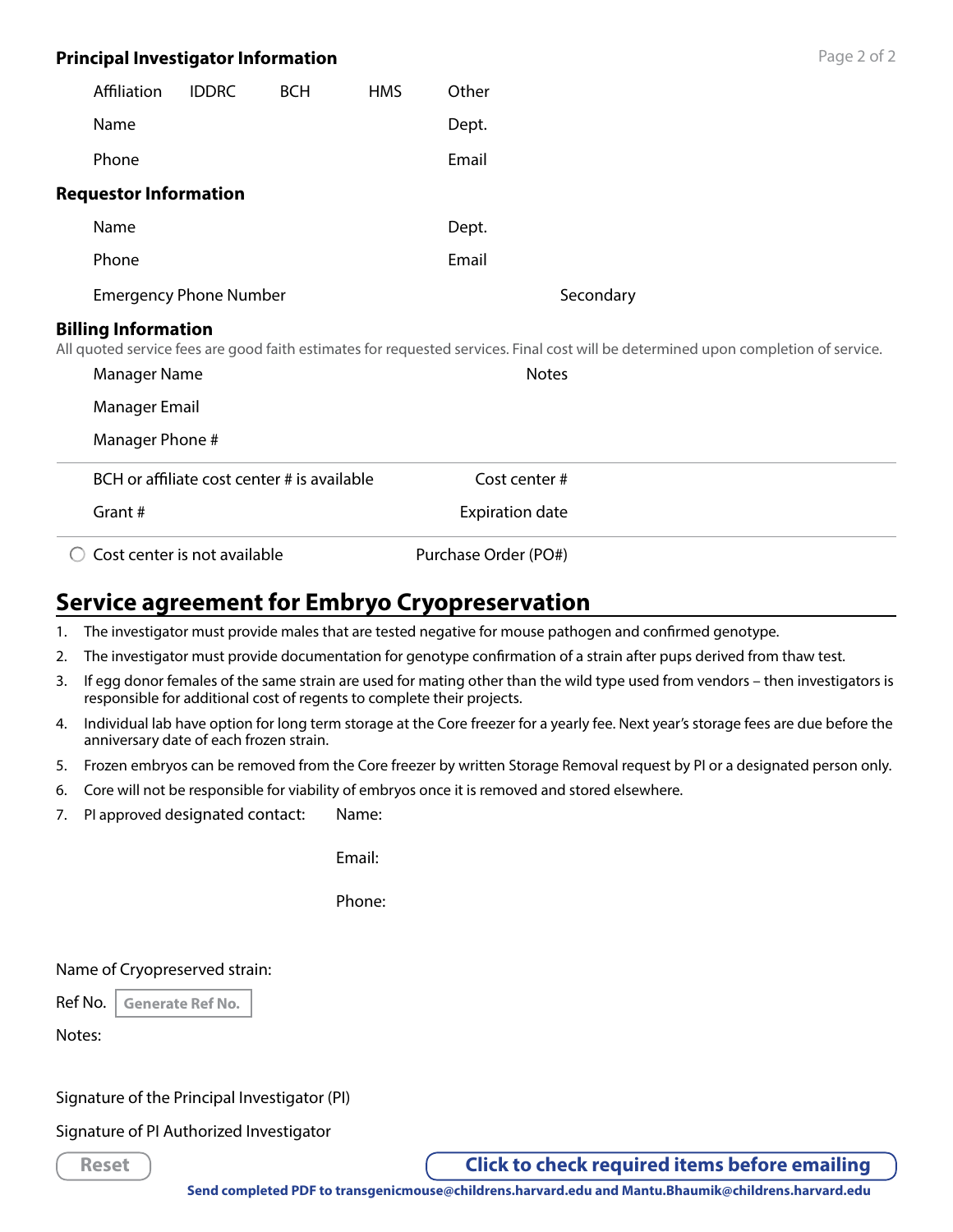## Principal Investigator Information

Affiliation IDDRC BCH HMS Other

Name Dept.

Phone Email

## Requestor Information

Name Dept.

Phone Email

Emergency Phone Number Secondary

## Billing Information

All quoted service fees are good faith estimates for requested services. Final cost will be determined upon completion of service.

Manager Name Notes

Manager Email

Manager Phone #

BCH or affiliate cost center # is available Cost center #

Grant # Expiration date

Cost center is not available Purchase Order (PO#)

# Service agreement for Embryo Cryopreservation

1. The investigator must provide males that are tested negative for mouse pathogen and confirmed genotype.
2. The investigator must provide documentation for genotype confirmation of a strain after pups derived from thaw test.
3. If egg donor females of the same strain are used for mating other than the wild type used from vendors – then investigators is responsible for additional cost of regents to complete their projects.
4. Individual lab have option for long term storage at the Core freezer for a yearly fee. Next year's storage fees are due before the anniversary date of each frozen strain.
5. Frozen embryos can be removed from the Core freezer by written Storage Removal request by PI or a designated person only.
6. Core will not be responsible for viability of embryos once it is removed and stored elsewhere.
7. PI approved designated contact: Name:

   Email:

   Phone:

Name of Cryopreserved strain:

Ref No. Generate Ref No.

Notes:

Signature of the Principal Investigator (PI)

Signature of PI Authorized Investigator

Reset

Click to check required items before emailing

**Send completed PDF to transgenicmouse@childrens.harvard.edu and Mantu.Bhaumik@childrens.harvard.edu**